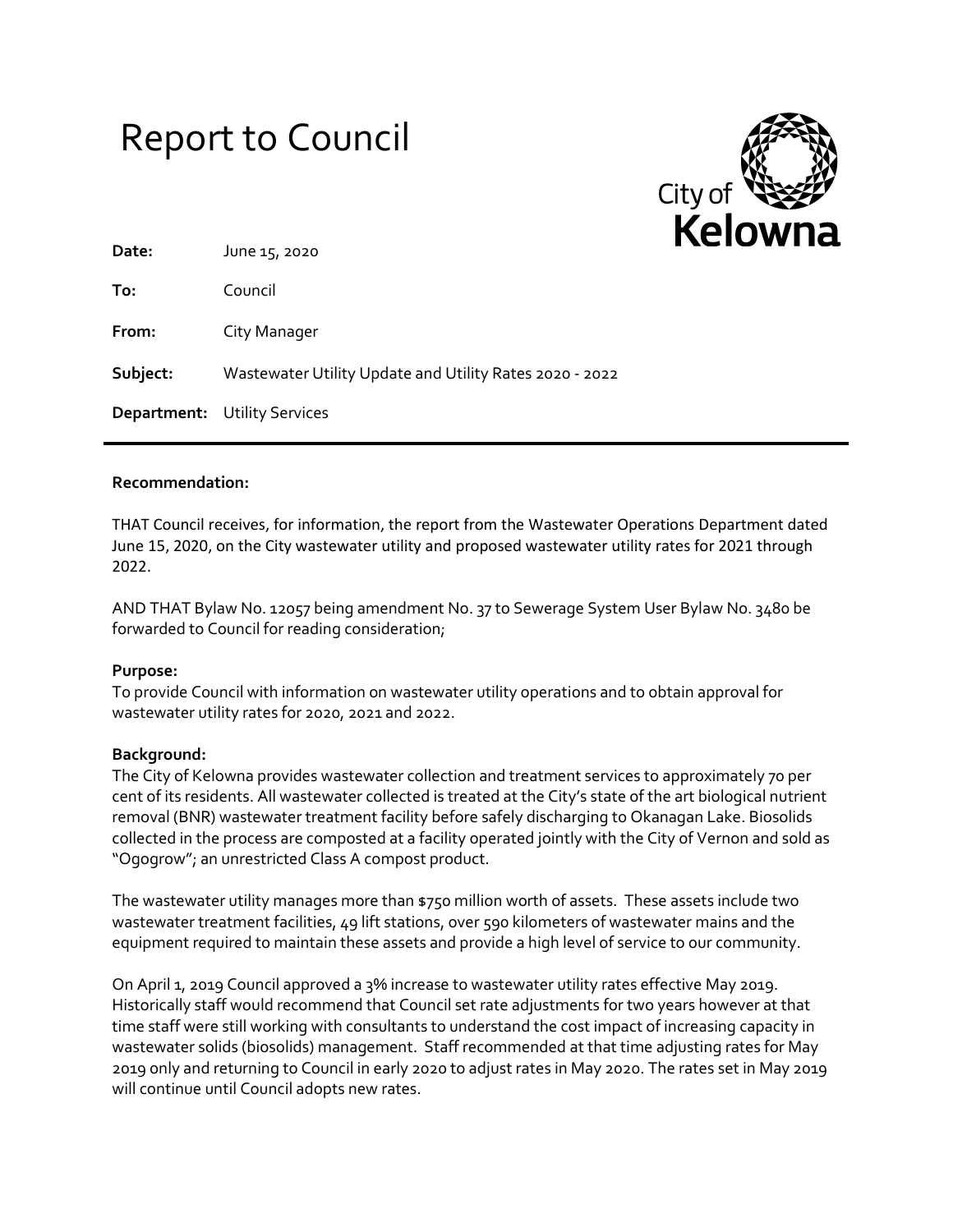# Report to Council

City of Kelowna

| | |
|---|---|
| **Date:** | June 15, 2020 |
| **To:** | Council |
| **From:** | City Manager |
| **Subject:** | Wastewater Utility Update and Utility Rates 2020 - 2022 |
| **Department:** | Utility Services |

**Recommendation:**

THAT Council receives, for information, the report from the Wastewater Operations Department dated June 15, 2020, on the City wastewater utility and proposed wastewater utility rates for 2021 through 2022.

AND THAT Bylaw No. 12057 being amendment No. 37 to Sewerage System User Bylaw No. 3480 be forwarded to Council for reading consideration;

**Purpose:**

To provide Council with information on wastewater utility operations and to obtain approval for wastewater utility rates for 2020, 2021 and 2022.

**Background:**

The City of Kelowna provides wastewater collection and treatment services to approximately 70 per cent of its residents. All wastewater collected is treated at the City's state of the art biological nutrient removal (BNR) wastewater treatment facility before safely discharging to Okanagan Lake. Biosolids collected in the process are composted at a facility operated jointly with the City of Vernon and sold as "Ogogrow"; an unrestricted Class A compost product.

The wastewater utility manages more than $750 million worth of assets. These assets include two wastewater treatment facilities, 49 lift stations, over 590 kilometers of wastewater mains and the equipment required to maintain these assets and provide a high level of service to our community.

On April 1, 2019 Council approved a 3% increase to wastewater utility rates effective May 2019. Historically staff would recommend that Council set rate adjustments for two years however at that time staff were still working with consultants to understand the cost impact of increasing capacity in wastewater solids (biosolids) management. Staff recommended at that time adjusting rates for May 2019 only and returning to Council in early 2020 to adjust rates in May 2020. The rates set in May 2019 will continue until Council adopts new rates.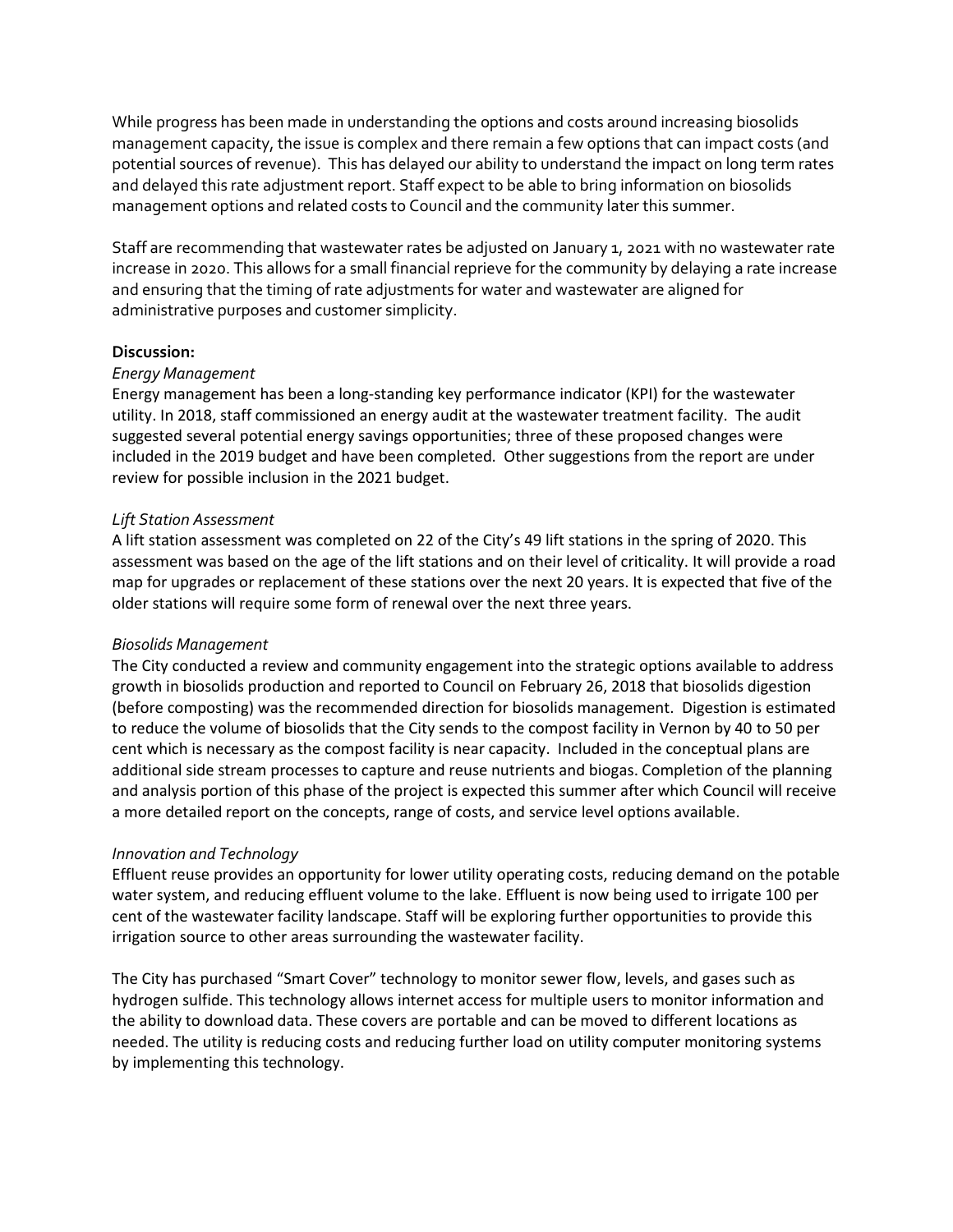While progress has been made in understanding the options and costs around increasing biosolids management capacity, the issue is complex and there remain a few options that can impact costs (and potential sources of revenue). This has delayed our ability to understand the impact on long term rates and delayed this rate adjustment report. Staff expect to be able to bring information on biosolids management options and related costs to Council and the community later this summer.

Staff are recommending that wastewater rates be adjusted on January 1, 2021 with no wastewater rate increase in 2020. This allows for a small financial reprieve for the community by delaying a rate increase and ensuring that the timing of rate adjustments for water and wastewater are aligned for administrative purposes and customer simplicity.

**Discussion:**

*Energy Management*

Energy management has been a long-standing key performance indicator (KPI) for the wastewater utility. In 2018, staff commissioned an energy audit at the wastewater treatment facility. The audit suggested several potential energy savings opportunities; three of these proposed changes were included in the 2019 budget and have been completed. Other suggestions from the report are under review for possible inclusion in the 2021 budget.

*Lift Station Assessment*

A lift station assessment was completed on 22 of the City's 49 lift stations in the spring of 2020. This assessment was based on the age of the lift stations and on their level of criticality. It will provide a road map for upgrades or replacement of these stations over the next 20 years. It is expected that five of the older stations will require some form of renewal over the next three years.

*Biosolids Management*

The City conducted a review and community engagement into the strategic options available to address growth in biosolids production and reported to Council on February 26, 2018 that biosolids digestion (before composting) was the recommended direction for biosolids management. Digestion is estimated to reduce the volume of biosolids that the City sends to the compost facility in Vernon by 40 to 50 per cent which is necessary as the compost facility is near capacity. Included in the conceptual plans are additional side stream processes to capture and reuse nutrients and biogas. Completion of the planning and analysis portion of this phase of the project is expected this summer after which Council will receive a more detailed report on the concepts, range of costs, and service level options available.

*Innovation and Technology*

Effluent reuse provides an opportunity for lower utility operating costs, reducing demand on the potable water system, and reducing effluent volume to the lake. Effluent is now being used to irrigate 100 per cent of the wastewater facility landscape. Staff will be exploring further opportunities to provide this irrigation source to other areas surrounding the wastewater facility.

The City has purchased "Smart Cover" technology to monitor sewer flow, levels, and gases such as hydrogen sulfide. This technology allows internet access for multiple users to monitor information and the ability to download data. These covers are portable and can be moved to different locations as needed. The utility is reducing costs and reducing further load on utility computer monitoring systems by implementing this technology.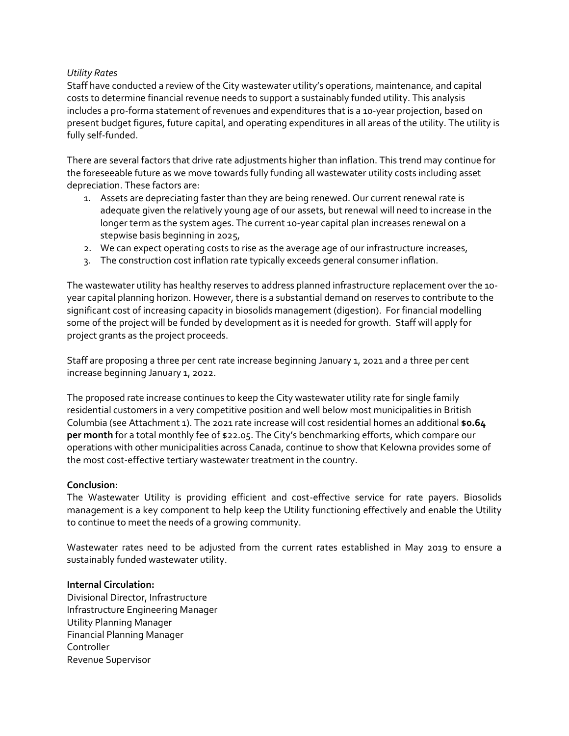*Utility Rates*

Staff have conducted a review of the City wastewater utility's operations, maintenance, and capital costs to determine financial revenue needs to support a sustainably funded utility. This analysis includes a pro-forma statement of revenues and expenditures that is a 10-year projection, based on present budget figures, future capital, and operating expenditures in all areas of the utility. The utility is fully self-funded.

There are several factors that drive rate adjustments higher than inflation. This trend may continue for the foreseeable future as we move towards fully funding all wastewater utility costs including asset depreciation. These factors are:

1. Assets are depreciating faster than they are being renewed. Our current renewal rate is adequate given the relatively young age of our assets, but renewal will need to increase in the longer term as the system ages. The current 10-year capital plan increases renewal on a stepwise basis beginning in 2025,
2. We can expect operating costs to rise as the average age of our infrastructure increases,
3. The construction cost inflation rate typically exceeds general consumer inflation.

The wastewater utility has healthy reserves to address planned infrastructure replacement over the 10-year capital planning horizon. However, there is a substantial demand on reserves to contribute to the significant cost of increasing capacity in biosolids management (digestion). For financial modelling some of the project will be funded by development as it is needed for growth. Staff will apply for project grants as the project proceeds.

Staff are proposing a three per cent rate increase beginning January 1, 2021 and a three per cent increase beginning January 1, 2022.

The proposed rate increase continues to keep the City wastewater utility rate for single family residential customers in a very competitive position and well below most municipalities in British Columbia (see Attachment 1). The 2021 rate increase will cost residential homes an additional **$0.64 per month** for a total monthly fee of $22.05. The City's benchmarking efforts, which compare our operations with other municipalities across Canada, continue to show that Kelowna provides some of the most cost-effective tertiary wastewater treatment in the country.

**Conclusion:**

The Wastewater Utility is providing efficient and cost-effective service for rate payers. Biosolids management is a key component to help keep the Utility functioning effectively and enable the Utility to continue to meet the needs of a growing community.

Wastewater rates need to be adjusted from the current rates established in May 2019 to ensure a sustainably funded wastewater utility.

**Internal Circulation:**

Divisional Director, Infrastructure
Infrastructure Engineering Manager
Utility Planning Manager
Financial Planning Manager
Controller
Revenue Supervisor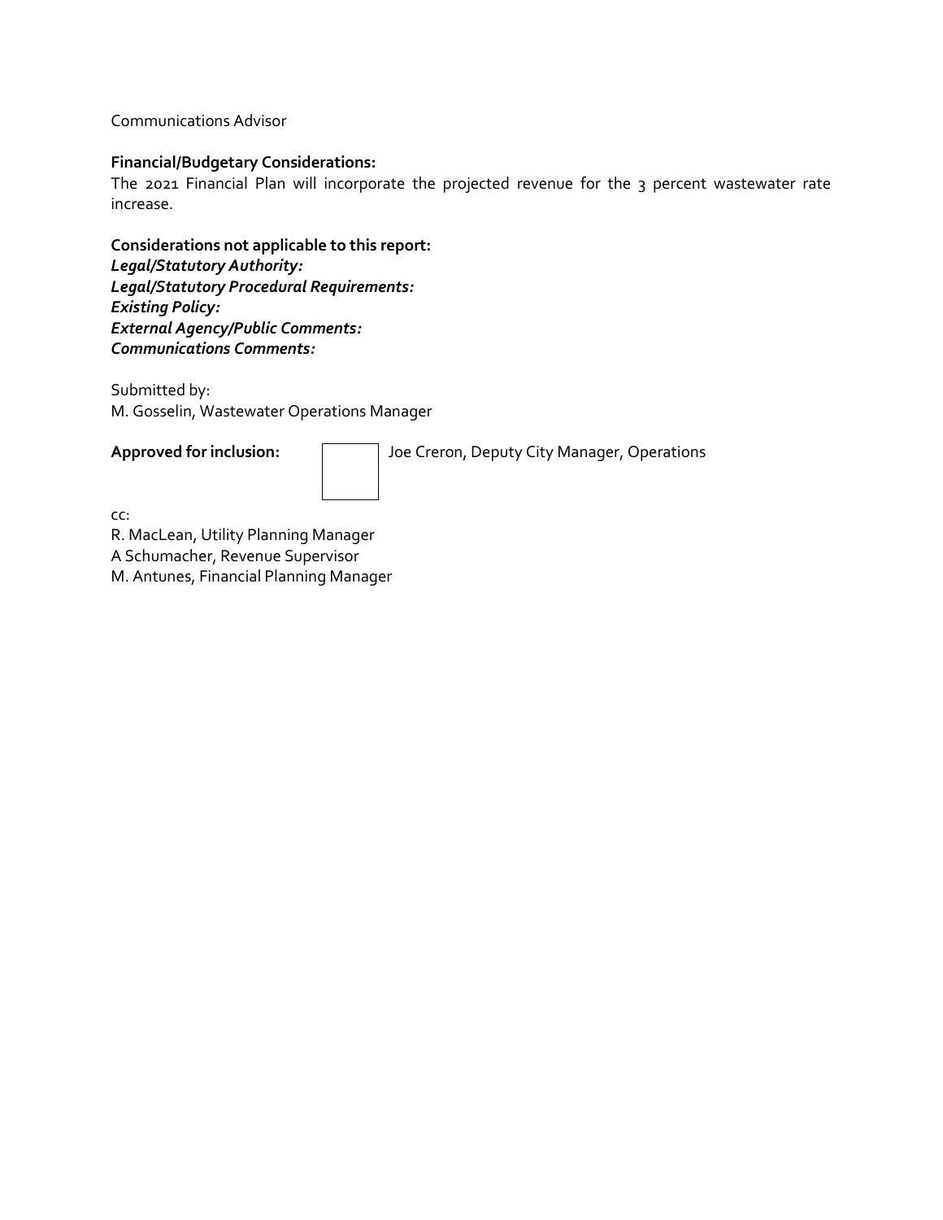Communications Advisor

**Financial/Budgetary Considerations:**
The 2021 Financial Plan will incorporate the projected revenue for the 3 percent wastewater rate increase.

**Considerations not applicable to this report:**
***Legal/Statutory Authority:***
***Legal/Statutory Procedural Requirements:***
***Existing Policy:***
***External Agency/Public Comments:***
***Communications Comments:***

Submitted by:
M. Gosselin, Wastewater Operations Manager

**Approved for inclusion:** Joe Creron, Deputy City Manager, Operations

cc:
R. MacLean, Utility Planning Manager
A Schumacher, Revenue Supervisor
M. Antunes, Financial Planning Manager